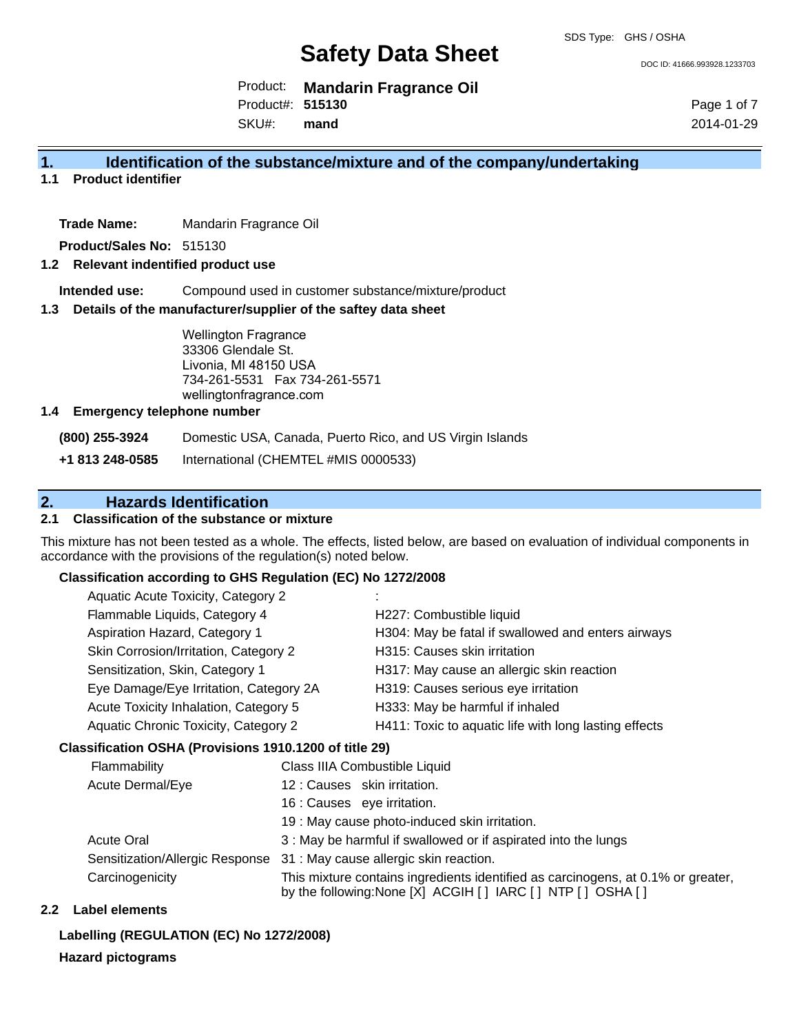SDS Type: GHS / OSHA

# Safety Data Sheet

DOC ID: 41666.993928.1233703

Product: **Mandarin Fragrance Oil**
Product#: **515130**
SKU#: **mand**

2014-01-29

## 1. Identification of the substance/mixture and of the company/undertaking

### 1.1 Product identifier

**Trade Name:** Mandarin Fragrance Oil

**Product/Sales No:** 515130

### 1.2 Relevant indentified product use

**Intended use:** Compound used in customer substance/mixture/product

### 1.3 Details of the manufacturer/supplier of the saftey data sheet

Wellington Fragrance
33306 Glendale St.
Livonia, MI 48150 USA
734-261-5531 Fax 734-261-5571
wellingtonfragrance.com

### 1.4 Emergency telephone number

**(800) 255-3924** Domestic USA, Canada, Puerto Rico, and US Virgin Islands

**+1 813 248-0585** International (CHEMTEL #MIS 0000533)

## 2. Hazards Identification

### 2.1 Classification of the substance or mixture

This mixture has not been tested as a whole. The effects, listed below, are based on evaluation of individual components in accordance with the provisions of the regulation(s) noted below.

**Classification according to GHS Regulation (EC) No 1272/2008**

| | |
|---|---|
| Aquatic Acute Toxicity, Category 2 | : |
| Flammable Liquids, Category 4 | H227: Combustible liquid |
| Aspiration Hazard, Category 1 | H304: May be fatal if swallowed and enters airways |
| Skin Corrosion/Irritation, Category 2 | H315: Causes skin irritation |
| Sensitization, Skin, Category 1 | H317: May cause an allergic skin reaction |
| Eye Damage/Eye Irritation, Category 2A | H319: Causes serious eye irritation |
| Acute Toxicity Inhalation, Category 5 | H333: May be harmful if inhaled |
| Aquatic Chronic Toxicity, Category 2 | H411: Toxic to aquatic life with long lasting effects |

**Classification OSHA (Provisions 1910.1200 of title 29)**

| | |
|---|---|
| Flammability | Class IIIA Combustible Liquid |
| Acute Dermal/Eye | 12 : Causes skin irritation. |
| | 16 : Causes eye irritation. |
| | 19 : May cause photo-induced skin irritation. |
| Acute Oral | 3 : May be harmful if swallowed or if aspirated into the lungs |
| Sensitization/Allergic Response | 31 : May cause allergic skin reaction. |
| Carcinogenicity | This mixture contains ingredients identified as carcinogens, at 0.1% or greater, by the following:None [X] ACGIH [ ] IARC [ ] NTP [ ] OSHA [ ] |

### 2.2 Label elements

**Labelling (REGULATION (EC) No 1272/2008)**

**Hazard pictograms**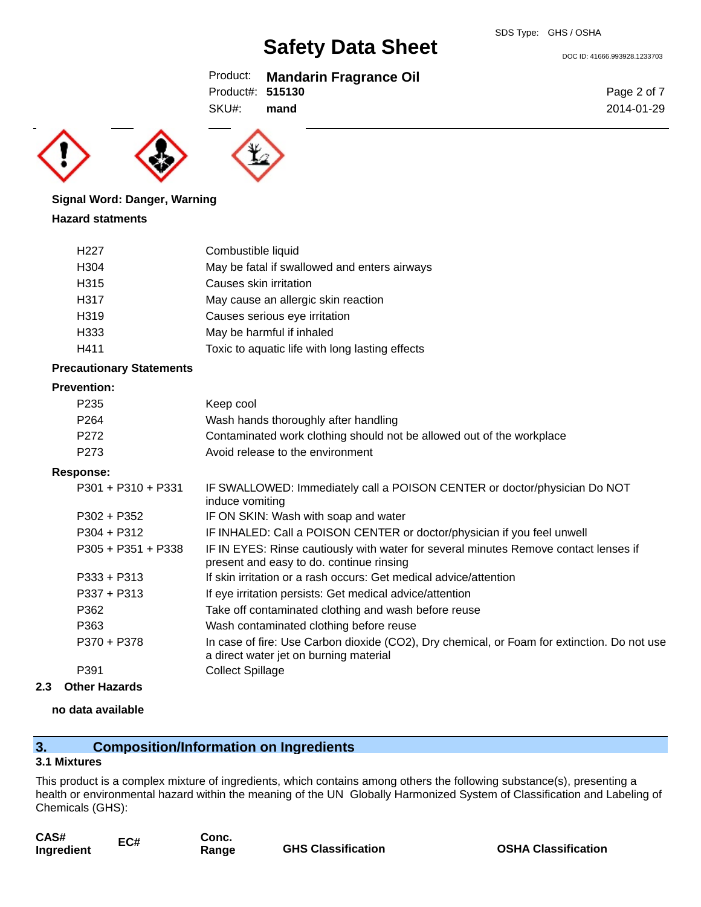**Signal Word: Danger, Warning**

**Hazard statments**

| | |
|---|---|
| H227 | Combustible liquid |
| H304 | May be fatal if swallowed and enters airways |
| H315 | Causes skin irritation |
| H317 | May cause an allergic skin reaction |
| H319 | Causes serious eye irritation |
| H333 | May be harmful if inhaled |
| H411 | Toxic to aquatic life with long lasting effects |

**Precautionary Statements**

**Prevention:**

| | |
|---|---|
| P235 | Keep cool |
| P264 | Wash hands thoroughly after handling |
| P272 | Contaminated work clothing should not be allowed out of the workplace |
| P273 | Avoid release to the environment |

**Response:**

| | |
|---|---|
| P301 + P310 + P331 | IF SWALLOWED: Immediately call a POISON CENTER or doctor/physician Do NOT induce vomiting |
| P302 + P352 | IF ON SKIN: Wash with soap and water |
| P304 + P312 | IF INHALED: Call a POISON CENTER or doctor/physician if you feel unwell |
| P305 + P351 + P338 | IF IN EYES: Rinse cautiously with water for several minutes Remove contact lenses if present and easy to do. continue rinsing |
| P333 + P313 | If skin irritation or a rash occurs: Get medical advice/attention |
| P337 + P313 | If eye irritation persists: Get medical advice/attention |
| P362 | Take off contaminated clothing and wash before reuse |
| P363 | Wash contaminated clothing before reuse |
| P370 + P378 | In case of fire: Use Carbon dioxide (CO2), Dry chemical, or Foam for extinction. Do not use a direct water jet on burning material |
| P391 | Collect Spillage |

### 2.3 Other Hazards

**no data available**

## 3. Composition/Information on Ingredients

### 3.1 Mixtures

This product is a complex mixture of ingredients, which contains among others the following substance(s), presenting a health or environmental hazard within the meaning of the UN Globally Harmonized System of Classification and Labeling of Chemicals (GHS):

| CAS# Ingredient | EC# | Conc. Range | GHS Classification | OSHA Classification |
|---|---|---|---|---|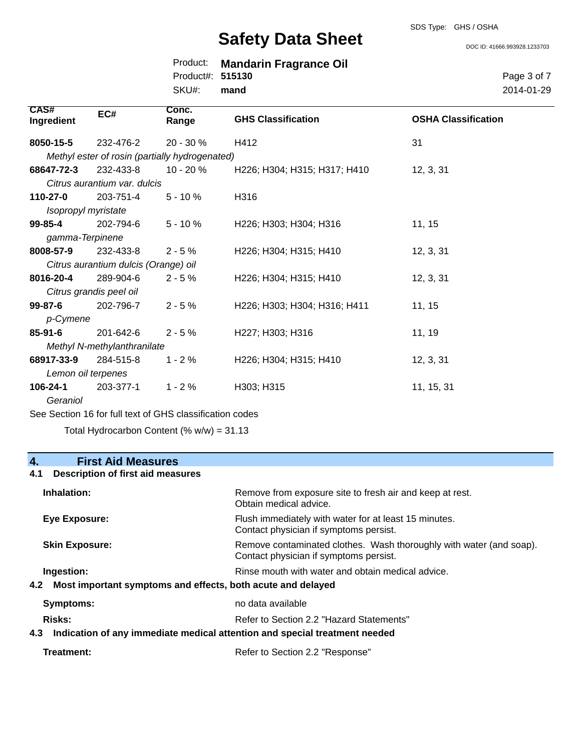| CAS# Ingredient | EC# | Conc. Range | GHS Classification | OSHA Classification |
|---|---|---|---|---|
| **8050-15-5** | 232-476-2 | 20 - 30 % | H412 | 31 |
| *Methyl ester of rosin (partially hydrogenated)* | | | | |
| **68647-72-3** | 232-433-8 | 10 - 20 % | H226; H304; H315; H317; H410 | 12, 3, 31 |
| *Citrus aurantium var. dulcis* | | | | |
| **110-27-0** | 203-751-4 | 5 - 10 % | H316 | |
| *Isopropyl myristate* | | | | |
| **99-85-4** | 202-794-6 | 5 - 10 % | H226; H303; H304; H316 | 11, 15 |
| *gamma-Terpinene* | | | | |
| **8008-57-9** | 232-433-8 | 2 - 5 % | H226; H304; H315; H410 | 12, 3, 31 |
| *Citrus aurantium dulcis (Orange) oil* | | | | |
| **8016-20-4** | 289-904-6 | 2 - 5 % | H226; H304; H315; H410 | 12, 3, 31 |
| *Citrus grandis peel oil* | | | | |
| **99-87-6** | 202-796-7 | 2 - 5 % | H226; H303; H304; H316; H411 | 11, 15 |
| *p-Cymene* | | | | |
| **85-91-6** | 201-642-6 | 2 - 5 % | H227; H303; H316 | 11, 19 |
| *Methyl N-methylanthranilate* | | | | |
| **68917-33-9** | 284-515-8 | 1 - 2 % | H226; H304; H315; H410 | 12, 3, 31 |
| *Lemon oil terpenes* | | | | |
| **106-24-1** | 203-377-1 | 1 - 2 % | H303; H315 | 11, 15, 31 |
| *Geraniol* | | | | |

See Section 16 for full text of GHS classification codes

Total Hydrocarbon Content (% w/w) = 31.13

## 4. First Aid Measures

### 4.1 Description of first aid measures

**Inhalation:** Remove from exposure site to fresh air and keep at rest. Obtain medical advice.

**Eye Exposure:** Flush immediately with water for at least 15 minutes. Contact physician if symptoms persist.

**Skin Exposure:** Remove contaminated clothes. Wash thoroughly with water (and soap). Contact physician if symptoms persist.

**Ingestion:** Rinse mouth with water and obtain medical advice.

### 4.2 Most important symptoms and effects, both acute and delayed

**Symptoms:** no data available

**Risks:** Refer to Section 2.2 "Hazard Statements"

### 4.3 Indication of any immediate medical attention and special treatment needed

**Treatment:** Refer to Section 2.2 "Response"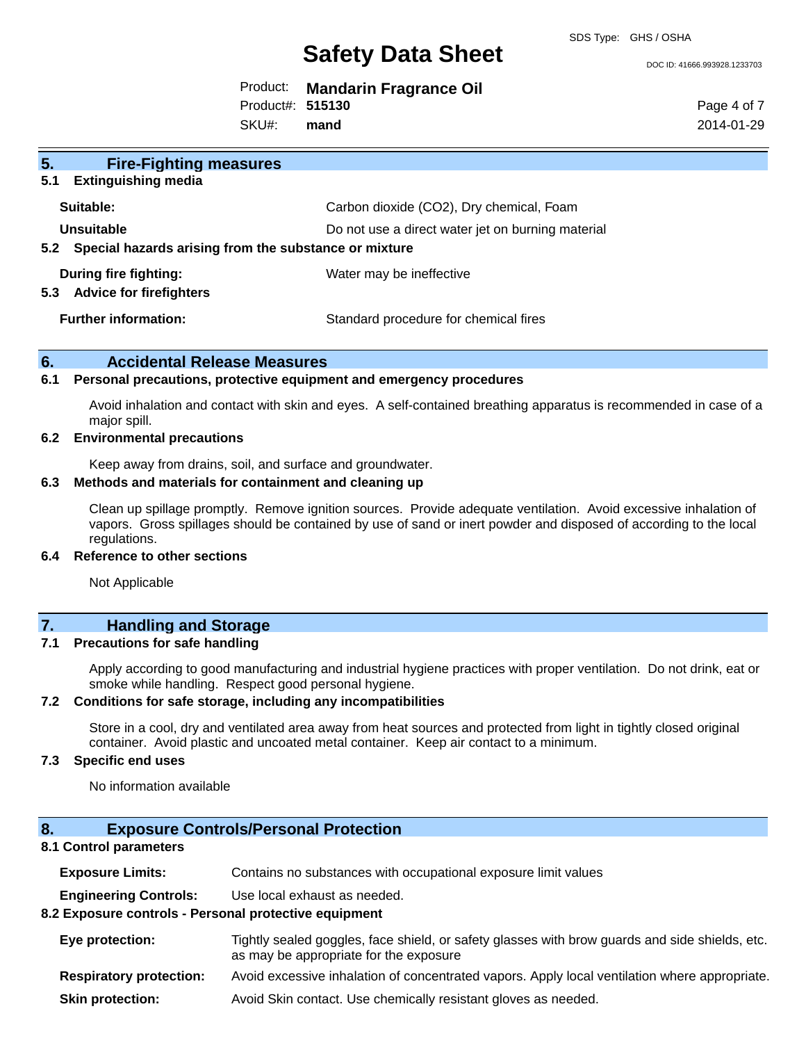## 5. Fire-Fighting measures

### 5.1 Extinguishing media

| | |
|---|---|
| **Suitable:** | Carbon dioxide ($CO_2$), Dry chemical, Foam |
| **Unsuitable** | Do not use a direct water jet on burning material |

### 5.2 Special hazards arising from the substance or mixture

| | |
|---|---|
| **During fire fighting:** | Water may be ineffective |

### 5.3 Advice for firefighters

| | |
|---|---|
| **Further information:** | Standard procedure for chemical fires |

## 6. Accidental Release Measures

### 6.1 Personal precautions, protective equipment and emergency procedures

Avoid inhalation and contact with skin and eyes. A self-contained breathing apparatus is recommended in case of a major spill.

### 6.2 Environmental precautions

Keep away from drains, soil, and surface and groundwater.

### 6.3 Methods and materials for containment and cleaning up

Clean up spillage promptly. Remove ignition sources. Provide adequate ventilation. Avoid excessive inhalation of vapors. Gross spillages should be contained by use of sand or inert powder and disposed of according to the local regulations.

### 6.4 Reference to other sections

Not Applicable

## 7. Handling and Storage

### 7.1 Precautions for safe handling

Apply according to good manufacturing and industrial hygiene practices with proper ventilation. Do not drink, eat or smoke while handling. Respect good personal hygiene.

### 7.2 Conditions for safe storage, including any incompatibilities

Store in a cool, dry and ventilated area away from heat sources and protected from light in tightly closed original container. Avoid plastic and uncoated metal container. Keep air contact to a minimum.

### 7.3 Specific end uses

No information available

## 8. Exposure Controls/Personal Protection

### 8.1 Control parameters

| | |
|---|---|
| **Exposure Limits:** | Contains no substances with occupational exposure limit values |
| **Engineering Controls:** | Use local exhaust as needed. |

### 8.2 Exposure controls - Personal protective equipment

| | |
|---|---|
| **Eye protection:** | Tightly sealed goggles, face shield, or safety glasses with brow guards and side shields, etc. as may be appropriate for the exposure |
| **Respiratory protection:** | Avoid excessive inhalation of concentrated vapors. Apply local ventilation where appropriate. |
| **Skin protection:** | Avoid Skin contact. Use chemically resistant gloves as needed. |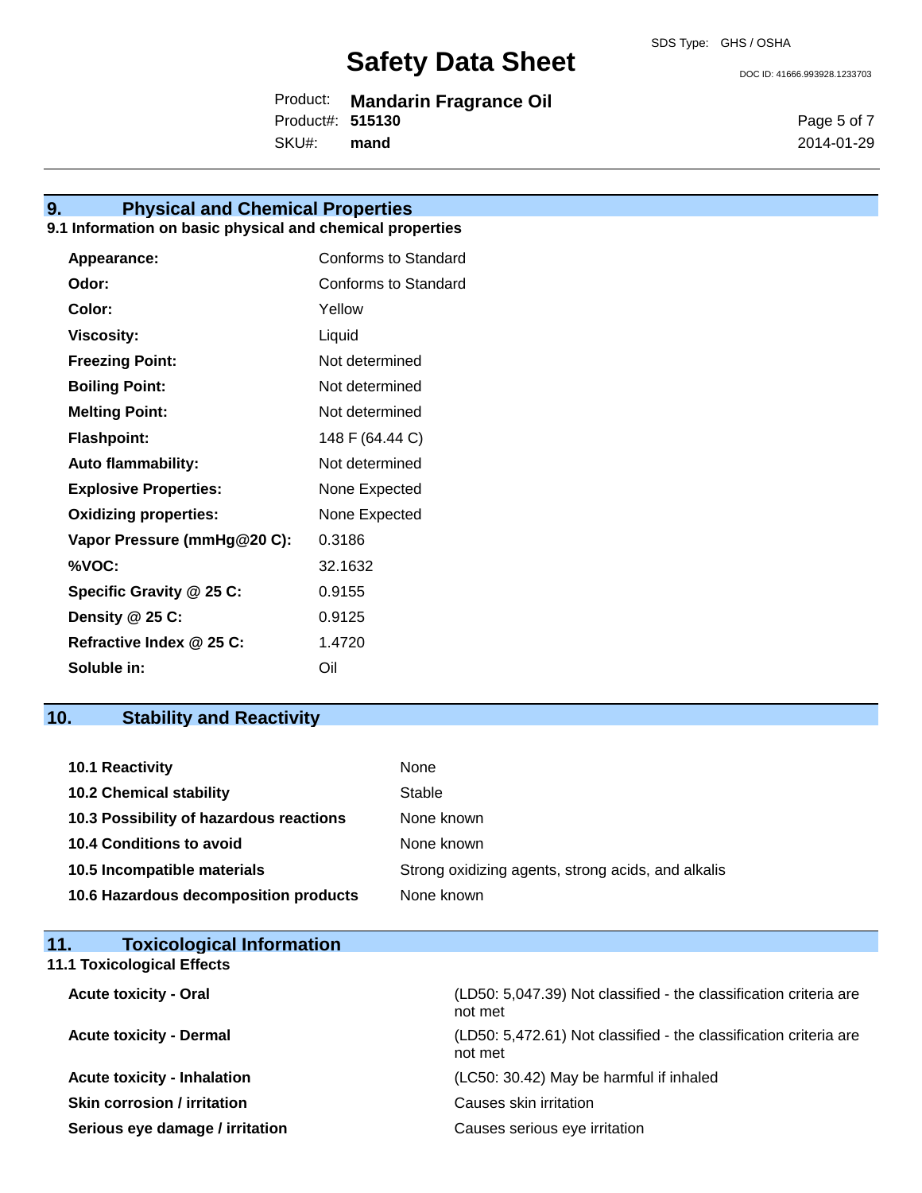## 9. Physical and Chemical Properties

### 9.1 Information on basic physical and chemical properties

| Property | Value |
|---|---|
| **Appearance:** | Conforms to Standard |
| **Odor:** | Conforms to Standard |
| **Color:** | Yellow |
| **Viscosity:** | Liquid |
| **Freezing Point:** | Not determined |
| **Boiling Point:** | Not determined |
| **Melting Point:** | Not determined |
| **Flashpoint:** | 148 F (64.44 C) |
| **Auto flammability:** | Not determined |
| **Explosive Properties:** | None Expected |
| **Oxidizing properties:** | None Expected |
| **Vapor Pressure (mmHg@20 C):** | 0.3186 |
| **%VOC:** | 32.1632 |
| **Specific Gravity @ 25 C:** | 0.9155 |
| **Density @ 25 C:** | 0.9125 |
| **Refractive Index @ 25 C:** | 1.4720 |
| **Soluble in:** | Oil |

## 10. Stability and Reactivity

| Item | Value |
|---|---|
| **10.1 Reactivity** | None |
| **10.2 Chemical stability** | Stable |
| **10.3 Possibility of hazardous reactions** | None known |
| **10.4 Conditions to avoid** | None known |
| **10.5 Incompatible materials** | Strong oxidizing agents, strong acids, and alkalis |
| **10.6 Hazardous decomposition products** | None known |

## 11. Toxicological Information

### 11.1 Toxicological Effects

| Effect | Value |
|---|---|
| **Acute toxicity - Oral** | (LD50: 5,047.39) Not classified - the classification criteria are not met |
| **Acute toxicity - Dermal** | (LD50: 5,472.61) Not classified - the classification criteria are not met |
| **Acute toxicity - Inhalation** | (LC50: 30.42) May be harmful if inhaled |
| **Skin corrosion / irritation** | Causes skin irritation |
| **Serious eye damage / irritation** | Causes serious eye irritation |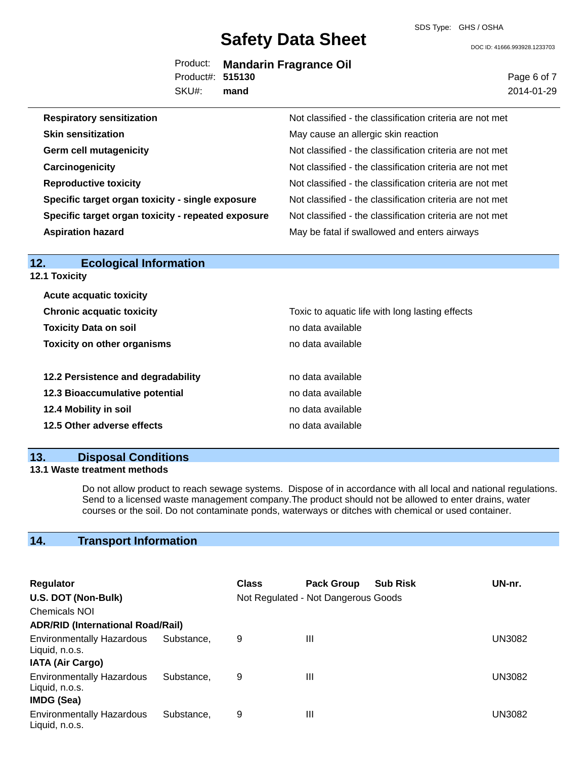| | |
|---|---|
| **Respiratory sensitization** | Not classified - the classification criteria are not met |
| **Skin sensitization** | May cause an allergic skin reaction |
| **Germ cell mutagenicity** | Not classified - the classification criteria are not met |
| **Carcinogenicity** | Not classified - the classification criteria are not met |
| **Reproductive toxicity** | Not classified - the classification criteria are not met |
| **Specific target organ toxicity - single exposure** | Not classified - the classification criteria are not met |
| **Specific target organ toxicity - repeated exposure** | Not classified - the classification criteria are not met |
| **Aspiration hazard** | May be fatal if swallowed and enters airways |

## 12. Ecological Information

### 12.1 Toxicity

| | |
|---|---|
| **Acute acquatic toxicity** | |
| **Chronic acquatic toxicity** | Toxic to aquatic life with long lasting effects |
| **Toxicity Data on soil** | no data available |
| **Toxicity on other organisms** | no data available |

| | |
|---|---|
| **12.2 Persistence and degradability** | no data available |
| **12.3 Bioaccumulative potential** | no data available |
| **12.4 Mobility in soil** | no data available |
| **12.5 Other adverse effects** | no data available |

## 13. Disposal Conditions

### 13.1 Waste treatment methods

Do not allow product to reach sewage systems. Dispose of in accordance with all local and national regulations. Send to a licensed waste management company.The product should not be allowed to enter drains, water courses or the soil. Do not contaminate ponds, waterways or ditches with chemical or used container.

## 14. Transport Information

| Regulator | Class | Pack Group | Sub Risk | UN-nr. |
|---|---|---|---|---|
| **U.S. DOT (Non-Bulk)** | Not Regulated - Not Dangerous Goods | | | |
| Chemicals NOI | | | | |
| **ADR/RID (International Road/Rail)** | | | | |
| Environmentally Hazardous Substance, Liquid, n.o.s. | 9 | III | | UN3082 |
| **IATA (Air Cargo)** | | | | |
| Environmentally Hazardous Substance, Liquid, n.o.s. | 9 | III | | UN3082 |
| **IMDG (Sea)** | | | | |
| Environmentally Hazardous Substance, Liquid, n.o.s. | 9 | III | | UN3082 |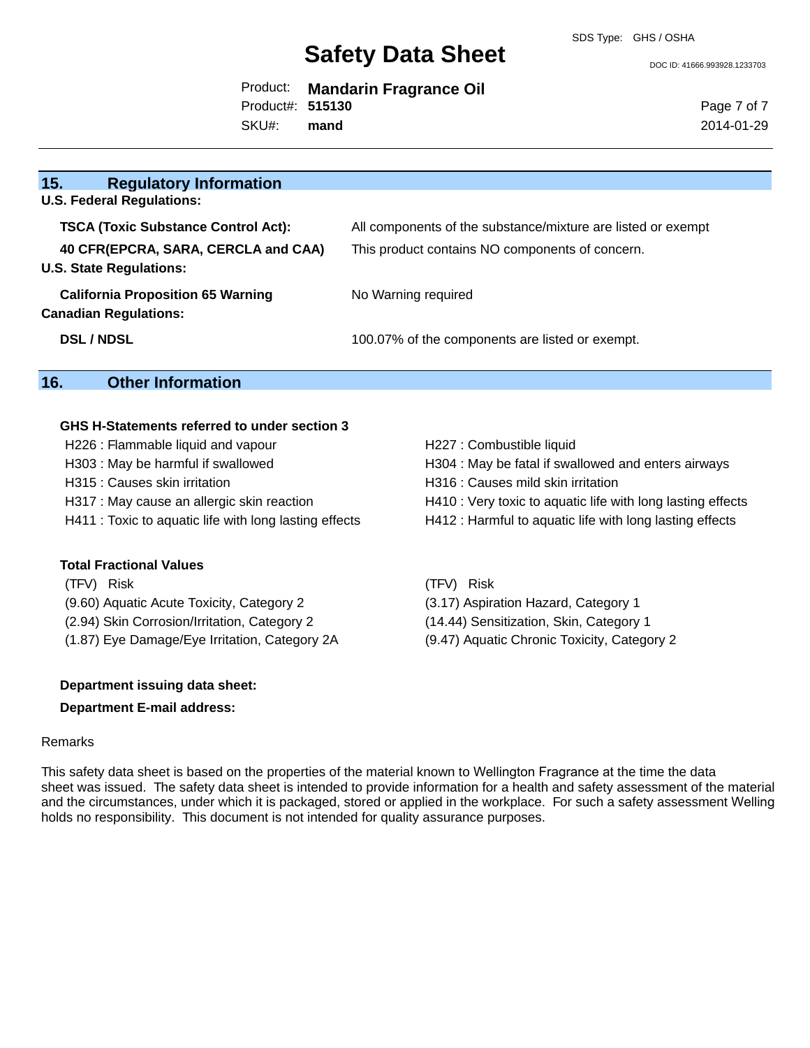## 15. Regulatory Information

**U.S. Federal Regulations:**

| | |
|---|---|
| **TSCA (Toxic Substance Control Act):** | All components of the substance/mixture are listed or exempt |
| **40 CFR(EPCRA, SARA, CERCLA and CAA)** | This product contains NO components of concern. |

**U.S. State Regulations:**

| | |
|---|---|
| **California Proposition 65 Warning** | No Warning required |

**Canadian Regulations:**

| | |
|---|---|
| **DSL / NDSL** | 100.07% of the components are listed or exempt. |

## 16. Other Information

**GHS H-Statements referred to under section 3**

| | |
|---|---|
| H226 : Flammable liquid and vapour | H227 : Combustible liquid |
| H303 : May be harmful if swallowed | H304 : May be fatal if swallowed and enters airways |
| H315 : Causes skin irritation | H316 : Causes mild skin irritation |
| H317 : May cause an allergic skin reaction | H410 : Very toxic to aquatic life with long lasting effects |
| H411 : Toxic to aquatic life with long lasting effects | H412 : Harmful to aquatic life with long lasting effects |

**Total Fractional Values**

| | |
|---|---|
| (TFV) Risk | (TFV) Risk |
| (9.60) Aquatic Acute Toxicity, Category 2 | (3.17) Aspiration Hazard, Category 1 |
| (2.94) Skin Corrosion/Irritation, Category 2 | (14.44) Sensitization, Skin, Category 1 |
| (1.87) Eye Damage/Eye Irritation, Category 2A | (9.47) Aquatic Chronic Toxicity, Category 2 |

**Department issuing data sheet:**

**Department E-mail address:**

Remarks

This safety data sheet is based on the properties of the material known to Wellington Fragrance at the time the data sheet was issued. The safety data sheet is intended to provide information for a health and safety assessment of the material and the circumstances, under which it is packaged, stored or applied in the workplace. For such a safety assessment Welling holds no responsibility. This document is not intended for quality assurance purposes.